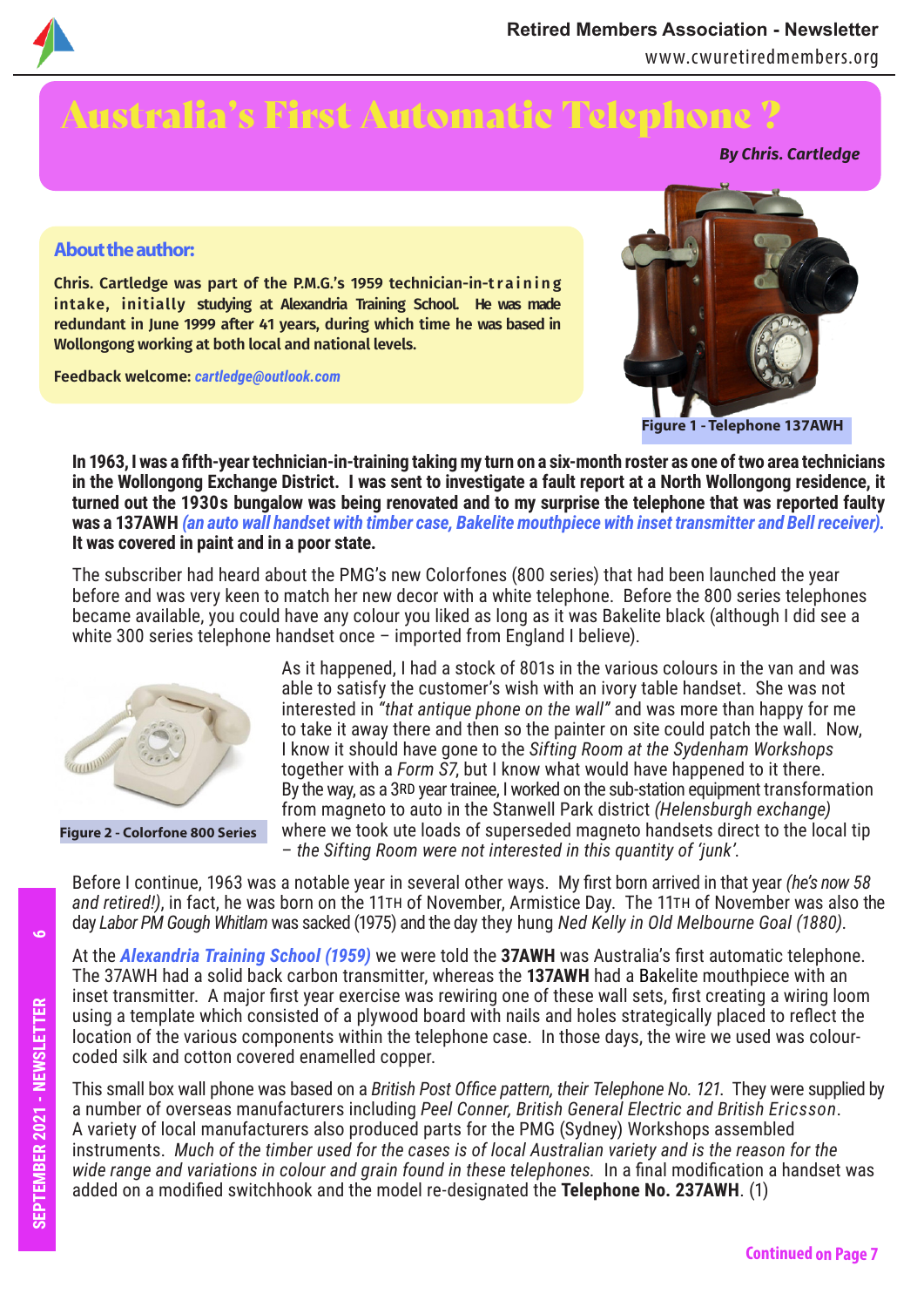# Australia's First Automatic Telephone ?

***By Chris. Cartledge***

### About the author:

**Chris. Cartledge was part of the P.M.G.'s 1959 technician-in-training intake, initially studying at Alexandria Training School. He was made redundant in June 1999 after 41 years, during which time he was based in Wollongong working at both local and national levels.**

**Feedback welcome:** ***cartledge@outlook.com***

Figure 1 - Telephone 137AWH

**In 1963, I was a fifth-year technician-in-training taking my turn on a six-month roster as one of two area technicians in the Wollongong Exchange District. I was sent to investigate a fault report at a North Wollongong residence, it turned out the 1930s bungalow was being renovated and to my surprise the telephone that was reported faulty was a 137AWH** ***(an auto wall handset with timber case, Bakelite mouthpiece with inset transmitter and Bell receiver).*** **It was covered in paint and in a poor state.**

The subscriber had heard about the PMG's new Colorfones (800 series) that had been launched the year before and was very keen to match her new decor with a white telephone. Before the 800 series telephones became available, you could have any colour you liked as long as it was Bakelite black (although I did see a white 300 series telephone handset once – imported from England I believe).

Figure 2 - Colorfone 800 Series

As it happened, I had a stock of 801s in the various colours in the van and was able to satisfy the customer's wish with an ivory table handset. She was not interested in *"that antique phone on the wall"* and was more than happy for me to take it away there and then so the painter on site could patch the wall. Now, I know it should have gone to the *Sifting Room at the Sydenham Workshops* together with a *Form S7*, but I know what would have happened to it there. By the way, as a 3RD year trainee, I worked on the sub-station equipment transformation from magneto to auto in the Stanwell Park district *(Helensburgh exchange)* where we took ute loads of superseded magneto handsets direct to the local tip – *the Sifting Room were not interested in this quantity of 'junk'*.

Before I continue, 1963 was a notable year in several other ways. My first born arrived in that year *(he's now 58 and retired!)*, in fact, he was born on the 11TH of November, Armistice Day. The 11TH of November was also the day *Labor PM Gough Whitlam* was sacked (1975) and the day they hung *Ned Kelly in Old Melbourne Goal (1880)*.

At the ***Alexandria Training School (1959)*** we were told the **37AWH** was Australia's first automatic telephone. The 37AWH had a solid back carbon transmitter, whereas the **137AWH** had a Bakelite mouthpiece with an inset transmitter. A major first year exercise was rewiring one of these wall sets, first creating a wiring loom using a template which consisted of a plywood board with nails and holes strategically placed to reflect the location of the various components within the telephone case. In those days, the wire we used was colour-coded silk and cotton covered enamelled copper.

This small box wall phone was based on a *British Post Office pattern, their Telephone No. 121*. They were supplied by a number of overseas manufacturers including *Peel Conner, British General Electric and British Ericsson*. A variety of local manufacturers also produced parts for the PMG (Sydney) Workshops assembled instruments. *Much of the timber used for the cases is of local Australian variety and is the reason for the wide range and variations in colour and grain found in these telephones*. In a final modification a handset was added on a modified switchhook and the model re-designated the **Telephone No. 237AWH**. (1)

**Continued on Page 7**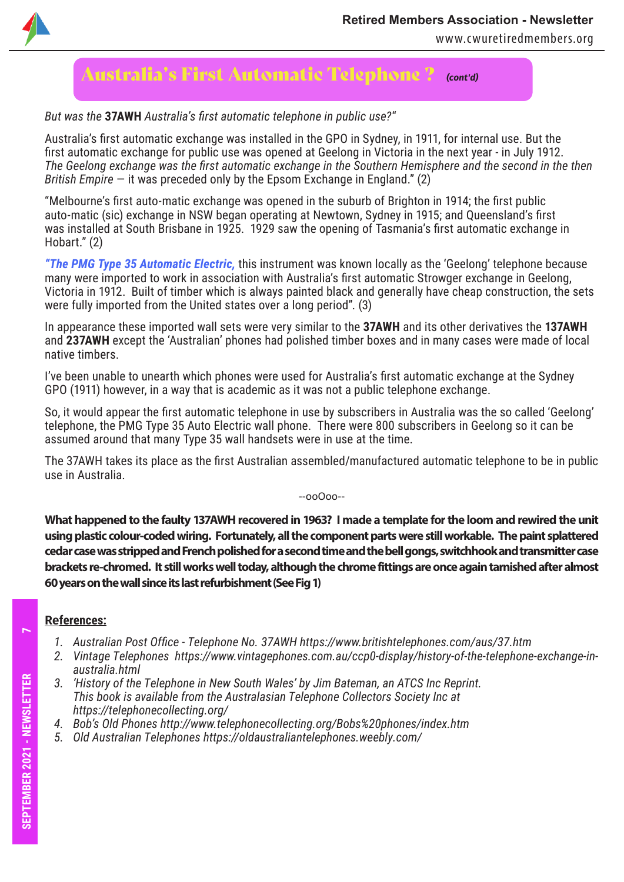# Australia's First Automatic Telephone ? *(cont'd)*

*But was the* **37AWH** *Australia's first automatic telephone in public use?"*

Australia's first automatic exchange was installed in the GPO in Sydney, in 1911, for internal use. But the first automatic exchange for public use was opened at Geelong in Victoria in the next year - in July 1912. *The Geelong exchange was the first automatic exchange in the Southern Hemisphere and the second in the then British Empire* — it was preceded only by the Epsom Exchange in England." (2)

"Melbourne's first auto-matic exchange was opened in the suburb of Brighton in 1914; the first public auto-matic (sic) exchange in NSW began operating at Newtown, Sydney in 1915; and Queensland's first was installed at South Brisbane in 1925. 1929 saw the opening of Tasmania's first automatic exchange in Hobart." (2)

***"The PMG Type 35 Automatic Electric,*** this instrument was known locally as the 'Geelong' telephone because many were imported to work in association with Australia's first automatic Strowger exchange in Geelong, Victoria in 1912. Built of timber which is always painted black and generally have cheap construction, the sets were fully imported from the United states over a long period". (3)

In appearance these imported wall sets were very similar to the **37AWH** and its other derivatives the **137AWH** and **237AWH** except the 'Australian' phones had polished timber boxes and in many cases were made of local native timbers.

I've been unable to unearth which phones were used for Australia's first automatic exchange at the Sydney GPO (1911) however, in a way that is academic as it was not a public telephone exchange.

So, it would appear the first automatic telephone in use by subscribers in Australia was the so called 'Geelong' telephone, the PMG Type 35 Auto Electric wall phone. There were 800 subscribers in Geelong so it can be assumed around that many Type 35 wall handsets were in use at the time.

The 37AWH takes its place as the first Australian assembled/manufactured automatic telephone to be in public use in Australia.

--ooOoo--

**What happened to the faulty 137AWH recovered in 1963? I made a template for the loom and rewired the unit using plastic colour-coded wiring. Fortunately, all the component parts were still workable. The paint splattered cedar case was stripped and French polished for a second time and the bell gongs, switchhook and transmitter case brackets re-chromed. It still works well today, although the chrome fittings are once again tarnished after almost 60 years on the wall since its last refurbishment (See Fig 1)**

## References:

1. *Australian Post Office - Telephone No. 37AWH https://www.britishtelephones.com/aus/37.htm*
2. *Vintage Telephones https://www.vintagephones.com.au/ccp0-display/history-of-the-telephone-exchange-in-australia.html*
3. *'History of the Telephone in New South Wales' by Jim Bateman, an ATCS Inc Reprint. This book is available from the Australasian Telephone Collectors Society Inc at https://telephonecollecting.org/*
4. *Bob's Old Phones http://www.telephonecollecting.org/Bobs%20phones/index.htm*
5. *Old Australian Telephones https://oldaustraliantelephones.weebly.com/*